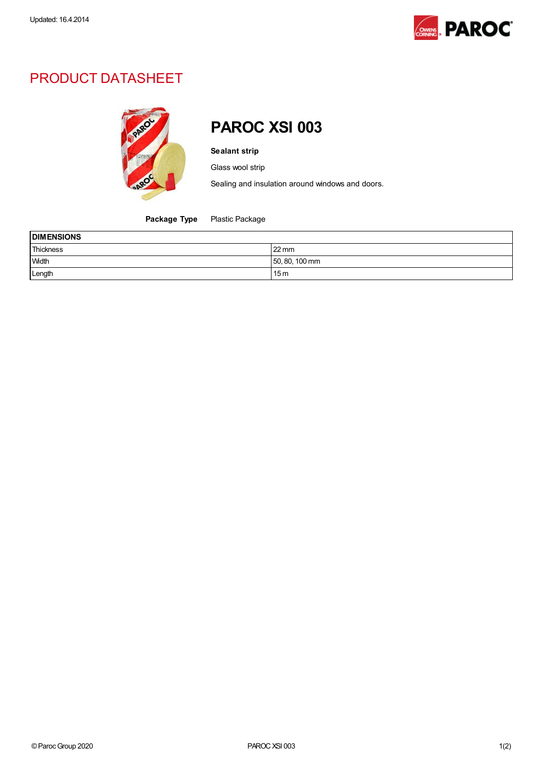Updated: 16.4.2014

# PRODUCT DATASHEET

## PAROC XSI 003

**Sealant strip**

Glass wool strip

Sealing and insulation around windows and doors.

**Package Type** Plastic Package

| DIMENSIONS | |
|---|---|
| Thickness | 22 mm |
| Width | 50, 80, 100 mm |
| Length | 15 m |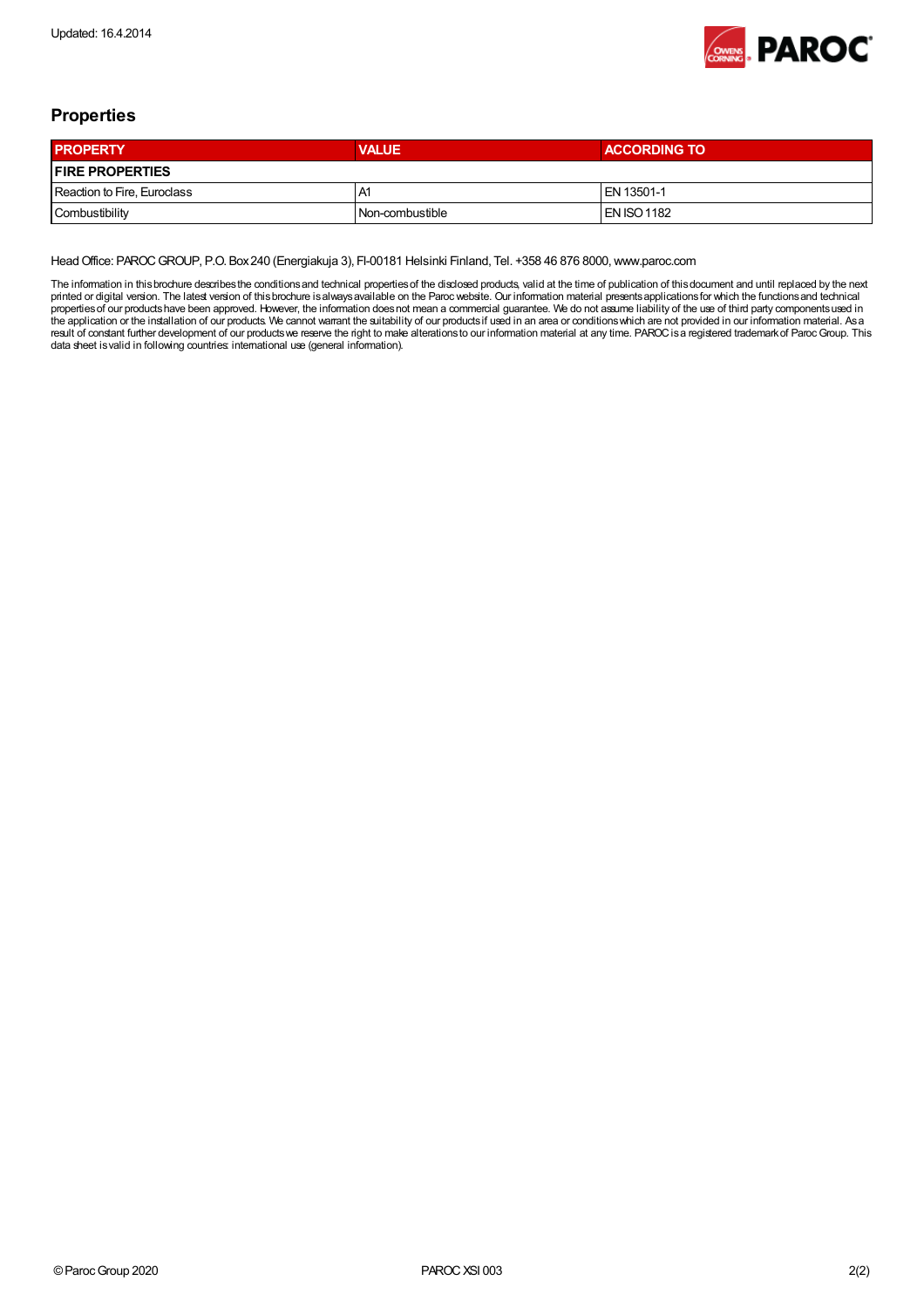Updated: 16.4.2014

## Properties

| PROPERTY | VALUE | ACCORDING TO |
|---|---|---|
| **FIRE PROPERTIES** | | |
| Reaction to Fire, Euroclass | A1 | EN 13501-1 |
| Combustibility | Non-combustible | EN ISO 1182 |

Head Office: PAROC GROUP, P.O. Box 240 (Energiakuja 3), FI-00181 Helsinki Finland, Tel. +358 46 876 8000, www.paroc.com

The information in this brochure describes the conditions and technical properties of the disclosed products, valid at the time of publication of this document and until replaced by the next printed or digital version. The latest version of this brochure is always available on the Paroc website. Our information material presents applications for which the functions and technical properties of our products have been approved. However, the information does not mean a commercial guarantee. We do not assume liability of the use of third party components used in the application or the installation of our products. We cannot warrant the suitability of our products if used in an area or conditions which are not provided in our information material. As a result of constant further development of our products we reserve the right to make alterations to our information material at any time. PAROC is a registered trademark of Paroc Group. This data sheet is valid in following countries: international use (general information).

© Paroc Group 2020

PAROC XSI 003